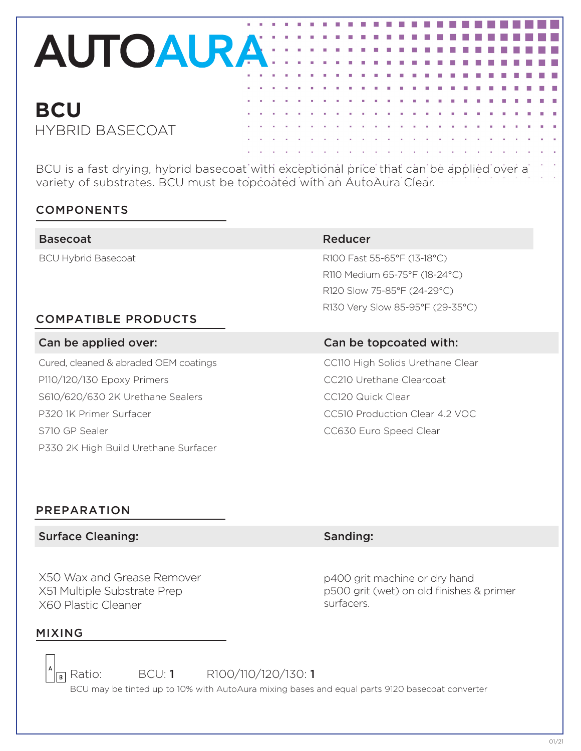# AUTOAURA

## BCU

HYBRID BASECOAT

BCU is a fast drying, hybrid basecoat with exceptional price that can be applied over a variety of substrates. BCU must be topcoated with an AutoAura Clear.

### COMPONENTS

| Basecoat | Reducer |
|---|---|
| BCU Hybrid Basecoat | R100 Fast 55-65°F (13-18°C) |
| | R110 Medium 65-75°F (18-24°C) |
| | R120 Slow 75-85°F (24-29°C) |
| | R130 Very Slow 85-95°F (29-35°C) |

### COMPATIBLE PRODUCTS

| Can be applied over: | Can be topcoated with: |
|---|---|
| Cured, cleaned & abraded OEM coatings | CC110 High Solids Urethane Clear |
| P110/120/130 Epoxy Primers | CC210 Urethane Clearcoat |
| S610/620/630 2K Urethane Sealers | CC120 Quick Clear |
| P320 1K Primer Surfacer | CC510 Production Clear 4.2 VOC |
| S710 GP Sealer | CC630 Euro Speed Clear |
| P330 2K High Build Urethane Surfacer | |

### PREPARATION

| Surface Cleaning: | Sanding: |
|---|---|
| X50 Wax and Grease Remover<br>X51 Multiple Substrate Prep<br>X60 Plastic Cleaner | p400 grit machine or dry hand<br>p500 grit (wet) on old finishes & primer surfacers. |

### MIXING

Ratio: BCU: **1** R100/110/120/130: **1**

BCU may be tinted up to 10% with AutoAura mixing bases and equal parts 9120 basecoat converter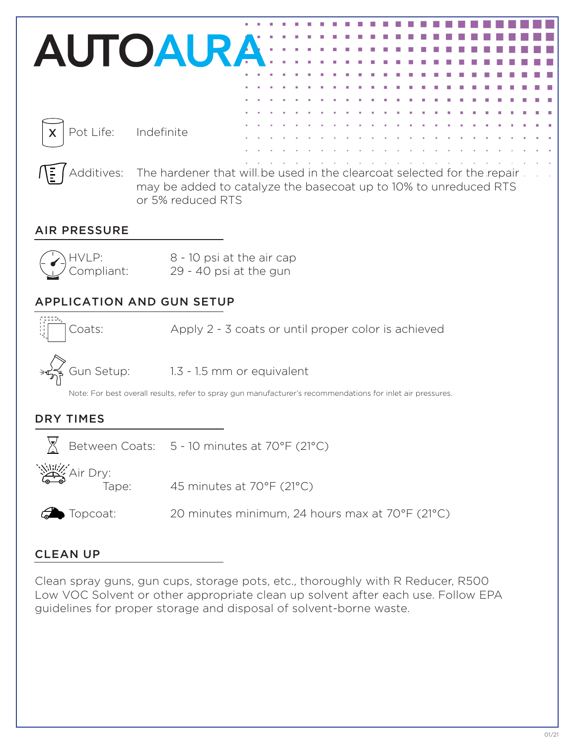# AUTOAURA

Pot Life: Indefinite

Additives: The hardener that will be used in the clearcoat selected for the repair may be added to catalyze the basecoat up to 10% to unreduced RTS or 5% reduced RTS

## AIR PRESSURE

| | |
|---|---|
| HVLP: | 8 - 10 psi at the air cap |
| Compliant: | 29 - 40 psi at the gun |

## APPLICATION AND GUN SETUP

| | |
|---|---|
| Coats: | Apply 2 - 3 coats or until proper color is achieved |
| Gun Setup: | 1.3 - 1.5 mm or equivalent |

Note: For best overall results, refer to spray gun manufacturer's recommendations for inlet air pressures.

## DRY TIMES

| | |
|---|---|
| Between Coats: | 5 - 10 minutes at 70°F (21°C) |
| Air Dry: Tape: | 45 minutes at 70°F (21°C) |
| Topcoat: | 20 minutes minimum, 24 hours max at 70°F (21°C) |

## CLEAN UP

Clean spray guns, gun cups, storage pots, etc., thoroughly with R Reducer, R500 Low VOC Solvent or other appropriate clean up solvent after each use. Follow EPA guidelines for proper storage and disposal of solvent-borne waste.

01/21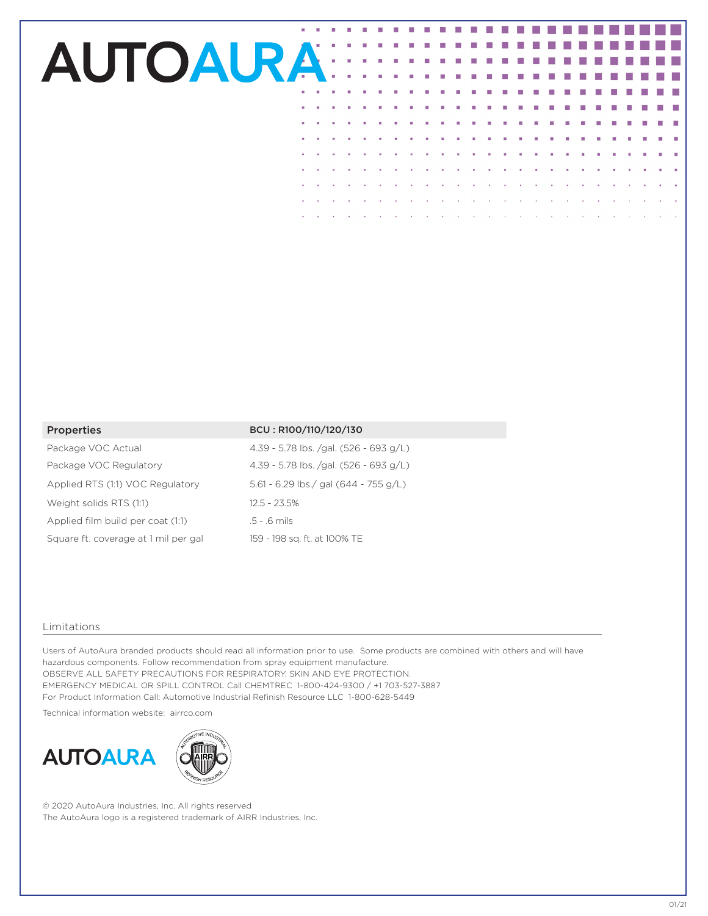# AUTOAURA

| Properties | BCU : R100/110/120/130 |
| --- | --- |
| Package VOC Actual | 4.39 - 5.78 lbs. /gal. (526 - 693 g/L) |
| Package VOC Regulatory | 4.39 - 5.78 lbs. /gal. (526 - 693 g/L) |
| Applied RTS (1:1) VOC Regulatory | 5.61 - 6.29 lbs./ gal (644 - 755 g/L) |
| Weight solids RTS (1:1) | 12.5 - 23.5% |
| Applied film build per coat (1:1) | .5 - .6 mils |
| Square ft. coverage at 1 mil per gal | 159 - 198 sq. ft. at 100% TE |

## Limitations

Users of AutoAura branded products should read all information prior to use. Some products are combined with others and will have hazardous components. Follow recommendation from spray equipment manufacture.
OBSERVE ALL SAFETY PRECAUTIONS FOR RESPIRATORY, SKIN AND EYE PROTECTION.
EMERGENCY MEDICAL OR SPILL CONTROL Call CHEMTREC 1-800-424-9300 / +1 703-527-3887
For Product Information Call: Automotive Industrial Refinish Resource LLC 1-800-628-5449

Technical information website: airrco.com

AUTOAURA

AUTOMOTIVE INDUSTRIAL AIRR REFINISH RESOURCE

© 2020 AutoAura Industries, Inc. All rights reserved
The AutoAura logo is a registered trademark of AIRR Industries, Inc.

01/21